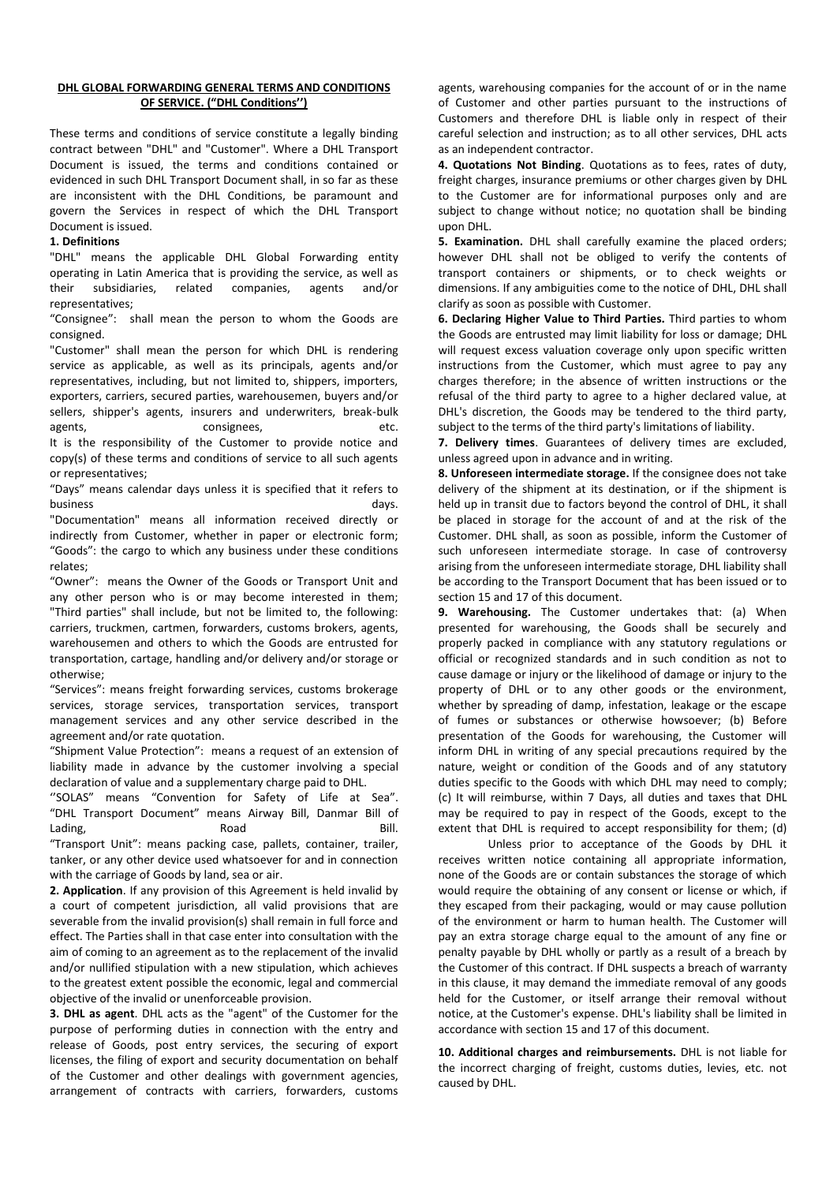**DHL GLOBAL FORWARDING GENERAL TERMS AND CONDITIONS OF SERVICE. ("DHL Conditions'')**

These terms and conditions of service constitute a legally binding contract between "DHL" and "Customer". Where a DHL Transport Document is issued, the terms and conditions contained or evidenced in such DHL Transport Document shall, in so far as these are inconsistent with the DHL Conditions, be paramount and govern the Services in respect of which the DHL Transport Document is issued.

**1. Definitions**

"DHL" means the applicable DHL Global Forwarding entity operating in Latin America that is providing the service, as well as their subsidiaries, related companies, agents and/or representatives;

"Consignee": shall mean the person to whom the Goods are consigned.

"Customer" shall mean the person for which DHL is rendering service as applicable, as well as its principals, agents and/or representatives, including, but not limited to, shippers, importers, exporters, carriers, secured parties, warehousemen, buyers and/or sellers, shipper's agents, insurers and underwriters, break-bulk agents, consignees, etc.

It is the responsibility of the Customer to provide notice and copy(s) of these terms and conditions of service to all such agents or representatives;

"Days" means calendar days unless it is specified that it refers to business days.

"Documentation" means all information received directly or indirectly from Customer, whether in paper or electronic form;

"Goods": the cargo to which any business under these conditions relates;

"Owner": means the Owner of the Goods or Transport Unit and any other person who is or may become interested in them;

"Third parties" shall include, but not be limited to, the following: carriers, truckmen, cartmen, forwarders, customs brokers, agents, warehousemen and others to which the Goods are entrusted for transportation, cartage, handling and/or delivery and/or storage or otherwise;

"Services": means freight forwarding services, customs brokerage services, storage services, transportation services, transport management services and any other service described in the agreement and/or rate quotation.

"Shipment Value Protection": means a request of an extension of liability made in advance by the customer involving a special declaration of value and a supplementary charge paid to DHL.

''SOLAS" means "Convention for Safety of Life at Sea".

"DHL Transport Document" means Airway Bill, Danmar Bill of Lading, Road Bill.

"Transport Unit": means packing case, pallets, container, trailer, tanker, or any other device used whatsoever for and in connection with the carriage of Goods by land, sea or air.

**2. Application**. If any provision of this Agreement is held invalid by a court of competent jurisdiction, all valid provisions that are severable from the invalid provision(s) shall remain in full force and effect. The Parties shall in that case enter into consultation with the aim of coming to an agreement as to the replacement of the invalid and/or nullified stipulation with a new stipulation, which achieves to the greatest extent possible the economic, legal and commercial objective of the invalid or unenforceable provision.

**3. DHL as agent**. DHL acts as the "agent" of the Customer for the purpose of performing duties in connection with the entry and release of Goods, post entry services, the securing of export licenses, the filing of export and security documentation on behalf of the Customer and other dealings with government agencies, arrangement of contracts with carriers, forwarders, customs agents, warehousing companies for the account of or in the name of Customer and other parties pursuant to the instructions of Customers and therefore DHL is liable only in respect of their careful selection and instruction; as to all other services, DHL acts as an independent contractor.

**4. Quotations Not Binding**. Quotations as to fees, rates of duty, freight charges, insurance premiums or other charges given by DHL to the Customer are for informational purposes only and are subject to change without notice; no quotation shall be binding upon DHL.

**5. Examination.** DHL shall carefully examine the placed orders; however DHL shall not be obliged to verify the contents of transport containers or shipments, or to check weights or dimensions. If any ambiguities come to the notice of DHL, DHL shall clarify as soon as possible with Customer.

**6. Declaring Higher Value to Third Parties.** Third parties to whom the Goods are entrusted may limit liability for loss or damage; DHL will request excess valuation coverage only upon specific written instructions from the Customer, which must agree to pay any charges therefore; in the absence of written instructions or the refusal of the third party to agree to a higher declared value, at DHL's discretion, the Goods may be tendered to the third party, subject to the terms of the third party's limitations of liability.

**7. Delivery times**. Guarantees of delivery times are excluded, unless agreed upon in advance and in writing.

**8. Unforeseen intermediate storage.** If the consignee does not take delivery of the shipment at its destination, or if the shipment is held up in transit due to factors beyond the control of DHL, it shall be placed in storage for the account of and at the risk of the Customer. DHL shall, as soon as possible, inform the Customer of such unforeseen intermediate storage. In case of controversy arising from the unforeseen intermediate storage, DHL liability shall be according to the Transport Document that has been issued or to section 15 and 17 of this document.

**9. Warehousing.** The Customer undertakes that: (a) When presented for warehousing, the Goods shall be securely and properly packed in compliance with any statutory regulations or official or recognized standards and in such condition as not to cause damage or injury or the likelihood of damage or injury to the property of DHL or to any other goods or the environment, whether by spreading of damp, infestation, leakage or the escape of fumes or substances or otherwise howsoever; (b) Before presentation of the Goods for warehousing, the Customer will inform DHL in writing of any special precautions required by the nature, weight or condition of the Goods and of any statutory duties specific to the Goods with which DHL may need to comply; (c) It will reimburse, within 7 Days, all duties and taxes that DHL may be required to pay in respect of the Goods, except to the extent that DHL is required to accept responsibility for them; (d) Unless prior to acceptance of the Goods by DHL it receives written notice containing all appropriate information, none of the Goods are or contain substances the storage of which would require the obtaining of any consent or license or which, if they escaped from their packaging, would or may cause pollution of the environment or harm to human health. The Customer will pay an extra storage charge equal to the amount of any fine or penalty payable by DHL wholly or partly as a result of a breach by the Customer of this contract. If DHL suspects a breach of warranty in this clause, it may demand the immediate removal of any goods held for the Customer, or itself arrange their removal without notice, at the Customer's expense. DHL's liability shall be limited in accordance with section 15 and 17 of this document.

**10. Additional charges and reimbursements.** DHL is not liable for the incorrect charging of freight, customs duties, levies, etc. not caused by DHL.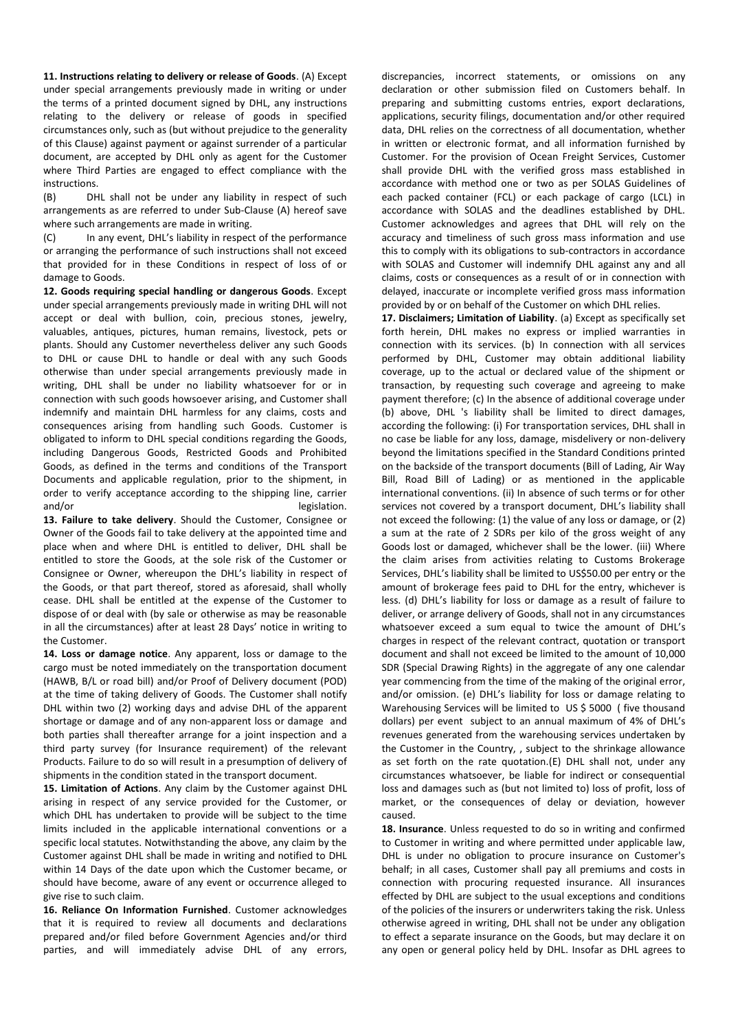**11. Instructions relating to delivery or release of Goods**. (A) Except under special arrangements previously made in writing or under the terms of a printed document signed by DHL, any instructions relating to the delivery or release of goods in specified circumstances only, such as (but without prejudice to the generality of this Clause) against payment or against surrender of a particular document, are accepted by DHL only as agent for the Customer where Third Parties are engaged to effect compliance with the instructions.

(B) DHL shall not be under any liability in respect of such arrangements as are referred to under Sub-Clause (A) hereof save where such arrangements are made in writing.

(C) In any event, DHL's liability in respect of the performance or arranging the performance of such instructions shall not exceed that provided for in these Conditions in respect of loss of or damage to Goods.

**12. Goods requiring special handling or dangerous Goods**. Except under special arrangements previously made in writing DHL will not accept or deal with bullion, coin, precious stones, jewelry, valuables, antiques, pictures, human remains, livestock, pets or plants. Should any Customer nevertheless deliver any such Goods to DHL or cause DHL to handle or deal with any such Goods otherwise than under special arrangements previously made in writing, DHL shall be under no liability whatsoever for or in connection with such goods howsoever arising, and Customer shall indemnify and maintain DHL harmless for any claims, costs and consequences arising from handling such Goods. Customer is obligated to inform to DHL special conditions regarding the Goods, including Dangerous Goods, Restricted Goods and Prohibited Goods, as defined in the terms and conditions of the Transport Documents and applicable regulation, prior to the shipment, in order to verify acceptance according to the shipping line, carrier and/or legislation.

**13. Failure to take delivery**. Should the Customer, Consignee or Owner of the Goods fail to take delivery at the appointed time and place when and where DHL is entitled to deliver, DHL shall be entitled to store the Goods, at the sole risk of the Customer or Consignee or Owner, whereupon the DHL's liability in respect of the Goods, or that part thereof, stored as aforesaid, shall wholly cease. DHL shall be entitled at the expense of the Customer to dispose of or deal with (by sale or otherwise as may be reasonable in all the circumstances) after at least 28 Days' notice in writing to the Customer.

**14. Loss or damage notice**. Any apparent, loss or damage to the cargo must be noted immediately on the transportation document (HAWB, B/L or road bill) and/or Proof of Delivery document (POD) at the time of taking delivery of Goods. The Customer shall notify DHL within two (2) working days and advise DHL of the apparent shortage or damage and of any non-apparent loss or damage and both parties shall thereafter arrange for a joint inspection and a third party survey (for Insurance requirement) of the relevant Products. Failure to do so will result in a presumption of delivery of shipments in the condition stated in the transport document.

**15. Limitation of Actions**. Any claim by the Customer against DHL arising in respect of any service provided for the Customer, or which DHL has undertaken to provide will be subject to the time limits included in the applicable international conventions or a specific local statutes. Notwithstanding the above, any claim by the Customer against DHL shall be made in writing and notified to DHL within 14 Days of the date upon which the Customer became, or should have become, aware of any event or occurrence alleged to give rise to such claim.

**16. Reliance On Information Furnished**. Customer acknowledges that it is required to review all documents and declarations prepared and/or filed before Government Agencies and/or third parties, and will immediately advise DHL of any errors, discrepancies, incorrect statements, or omissions on any declaration or other submission filed on Customers behalf. In preparing and submitting customs entries, export declarations, applications, security filings, documentation and/or other required data, DHL relies on the correctness of all documentation, whether in written or electronic format, and all information furnished by Customer. For the provision of Ocean Freight Services, Customer shall provide DHL with the verified gross mass established in accordance with method one or two as per SOLAS Guidelines of each packed container (FCL) or each package of cargo (LCL) in accordance with SOLAS and the deadlines established by DHL. Customer acknowledges and agrees that DHL will rely on the accuracy and timeliness of such gross mass information and use this to comply with its obligations to sub-contractors in accordance with SOLAS and Customer will indemnify DHL against any and all claims, costs or consequences as a result of or in connection with delayed, inaccurate or incomplete verified gross mass information provided by or on behalf of the Customer on which DHL relies.

**17. Disclaimers; Limitation of Liability**. (a) Except as specifically set forth herein, DHL makes no express or implied warranties in connection with its services. (b) In connection with all services performed by DHL, Customer may obtain additional liability coverage, up to the actual or declared value of the shipment or transaction, by requesting such coverage and agreeing to make payment therefore; (c) In the absence of additional coverage under (b) above, DHL 's liability shall be limited to direct damages, according the following: (i) For transportation services, DHL shall in no case be liable for any loss, damage, misdelivery or non-delivery beyond the limitations specified in the Standard Conditions printed on the backside of the transport documents (Bill of Lading, Air Way Bill, Road Bill of Lading) or as mentioned in the applicable international conventions. (ii) In absence of such terms or for other services not covered by a transport document, DHL's liability shall not exceed the following: (1) the value of any loss or damage, or (2) a sum at the rate of 2 SDRs per kilo of the gross weight of any Goods lost or damaged, whichever shall be the lower. (iii) Where the claim arises from activities relating to Customs Brokerage Services, DHL's liability shall be limited to US$50.00 per entry or the amount of brokerage fees paid to DHL for the entry, whichever is less. (d) DHL's liability for loss or damage as a result of failure to deliver, or arrange delivery of Goods, shall not in any circumstances whatsoever exceed a sum equal to twice the amount of DHL's charges in respect of the relevant contract, quotation or transport document and shall not exceed be limited to the amount of 10,000 SDR (Special Drawing Rights) in the aggregate of any one calendar year commencing from the time of the making of the original error, and/or omission. (e) DHL's liability for loss or damage relating to Warehousing Services will be limited to US $ 5000 ( five thousand dollars) per event subject to an annual maximum of 4% of DHL's revenues generated from the warehousing services undertaken by the Customer in the Country, , subject to the shrinkage allowance as set forth on the rate quotation.(E) DHL shall not, under any circumstances whatsoever, be liable for indirect or consequential loss and damages such as (but not limited to) loss of profit, loss of market, or the consequences of delay or deviation, however caused.

**18. Insurance**. Unless requested to do so in writing and confirmed to Customer in writing and where permitted under applicable law, DHL is under no obligation to procure insurance on Customer's behalf; in all cases, Customer shall pay all premiums and costs in connection with procuring requested insurance. All insurances effected by DHL are subject to the usual exceptions and conditions of the policies of the insurers or underwriters taking the risk. Unless otherwise agreed in writing, DHL shall not be under any obligation to effect a separate insurance on the Goods, but may declare it on any open or general policy held by DHL. Insofar as DHL agrees to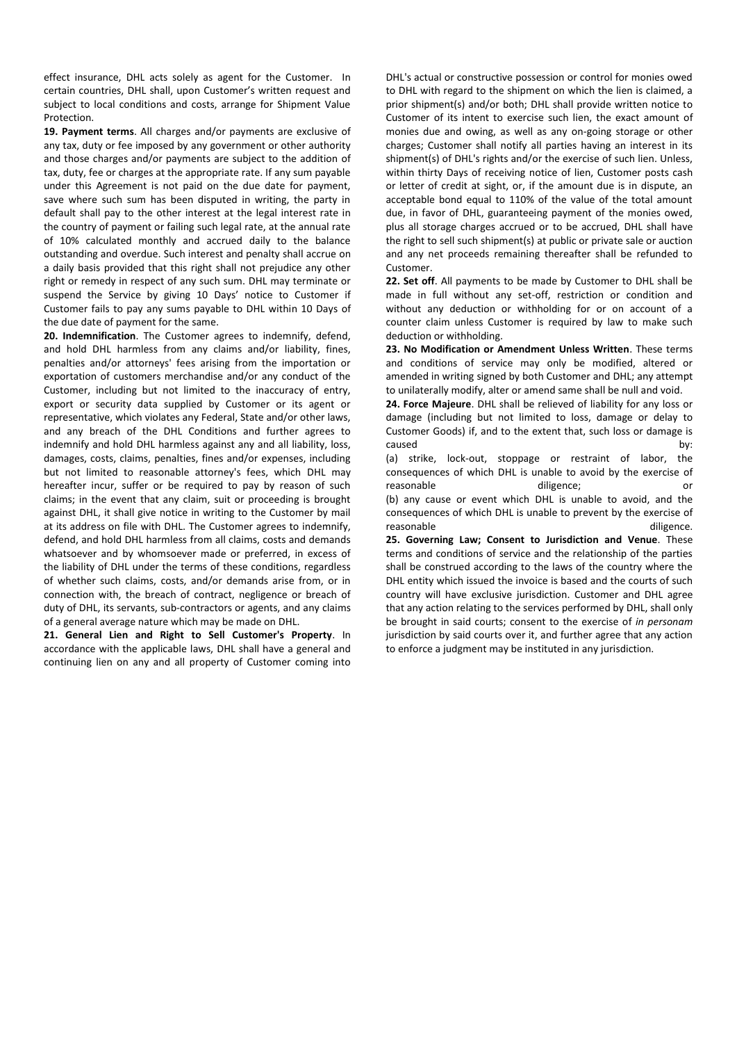effect insurance, DHL acts solely as agent for the Customer. In certain countries, DHL shall, upon Customer's written request and subject to local conditions and costs, arrange for Shipment Value Protection.

**19. Payment terms**. All charges and/or payments are exclusive of any tax, duty or fee imposed by any government or other authority and those charges and/or payments are subject to the addition of tax, duty, fee or charges at the appropriate rate. If any sum payable under this Agreement is not paid on the due date for payment, save where such sum has been disputed in writing, the party in default shall pay to the other interest at the legal interest rate in the country of payment or failing such legal rate, at the annual rate of 10% calculated monthly and accrued daily to the balance outstanding and overdue. Such interest and penalty shall accrue on a daily basis provided that this right shall not prejudice any other right or remedy in respect of any such sum. DHL may terminate or suspend the Service by giving 10 Days' notice to Customer if Customer fails to pay any sums payable to DHL within 10 Days of the due date of payment for the same.

**20. Indemnification**. The Customer agrees to indemnify, defend, and hold DHL harmless from any claims and/or liability, fines, penalties and/or attorneys' fees arising from the importation or exportation of customers merchandise and/or any conduct of the Customer, including but not limited to the inaccuracy of entry, export or security data supplied by Customer or its agent or representative, which violates any Federal, State and/or other laws, and any breach of the DHL Conditions and further agrees to indemnify and hold DHL harmless against any and all liability, loss, damages, costs, claims, penalties, fines and/or expenses, including but not limited to reasonable attorney's fees, which DHL may hereafter incur, suffer or be required to pay by reason of such claims; in the event that any claim, suit or proceeding is brought against DHL, it shall give notice in writing to the Customer by mail at its address on file with DHL. The Customer agrees to indemnify, defend, and hold DHL harmless from all claims, costs and demands whatsoever and by whomsoever made or preferred, in excess of the liability of DHL under the terms of these conditions, regardless of whether such claims, costs, and/or demands arise from, or in connection with, the breach of contract, negligence or breach of duty of DHL, its servants, sub-contractors or agents, and any claims of a general average nature which may be made on DHL.

**21. General Lien and Right to Sell Customer's Property**. In accordance with the applicable laws, DHL shall have a general and continuing lien on any and all property of Customer coming into DHL's actual or constructive possession or control for monies owed to DHL with regard to the shipment on which the lien is claimed, a prior shipment(s) and/or both; DHL shall provide written notice to Customer of its intent to exercise such lien, the exact amount of monies due and owing, as well as any on-going storage or other charges; Customer shall notify all parties having an interest in its shipment(s) of DHL's rights and/or the exercise of such lien. Unless, within thirty Days of receiving notice of lien, Customer posts cash or letter of credit at sight, or, if the amount due is in dispute, an acceptable bond equal to 110% of the value of the total amount due, in favor of DHL, guaranteeing payment of the monies owed, plus all storage charges accrued or to be accrued, DHL shall have the right to sell such shipment(s) at public or private sale or auction and any net proceeds remaining thereafter shall be refunded to Customer.

**22. Set off**. All payments to be made by Customer to DHL shall be made in full without any set-off, restriction or condition and without any deduction or withholding for or on account of a counter claim unless Customer is required by law to make such deduction or withholding.

**23. No Modification or Amendment Unless Written**. These terms and conditions of service may only be modified, altered or amended in writing signed by both Customer and DHL; any attempt to unilaterally modify, alter or amend same shall be null and void.

**24. Force Majeure**. DHL shall be relieved of liability for any loss or damage (including but not limited to loss, damage or delay to Customer Goods) if, and to the extent that, such loss or damage is caused by:

(a) strike, lock-out, stoppage or restraint of labor, the consequences of which DHL is unable to avoid by the exercise of reasonable diligence; or

(b) any cause or event which DHL is unable to avoid, and the consequences of which DHL is unable to prevent by the exercise of reasonable diligence.

**25. Governing Law; Consent to Jurisdiction and Venue**. These terms and conditions of service and the relationship of the parties shall be construed according to the laws of the country where the DHL entity which issued the invoice is based and the courts of such country will have exclusive jurisdiction. Customer and DHL agree that any action relating to the services performed by DHL, shall only be brought in said courts; consent to the exercise of *in personam* jurisdiction by said courts over it, and further agree that any action to enforce a judgment may be instituted in any jurisdiction.